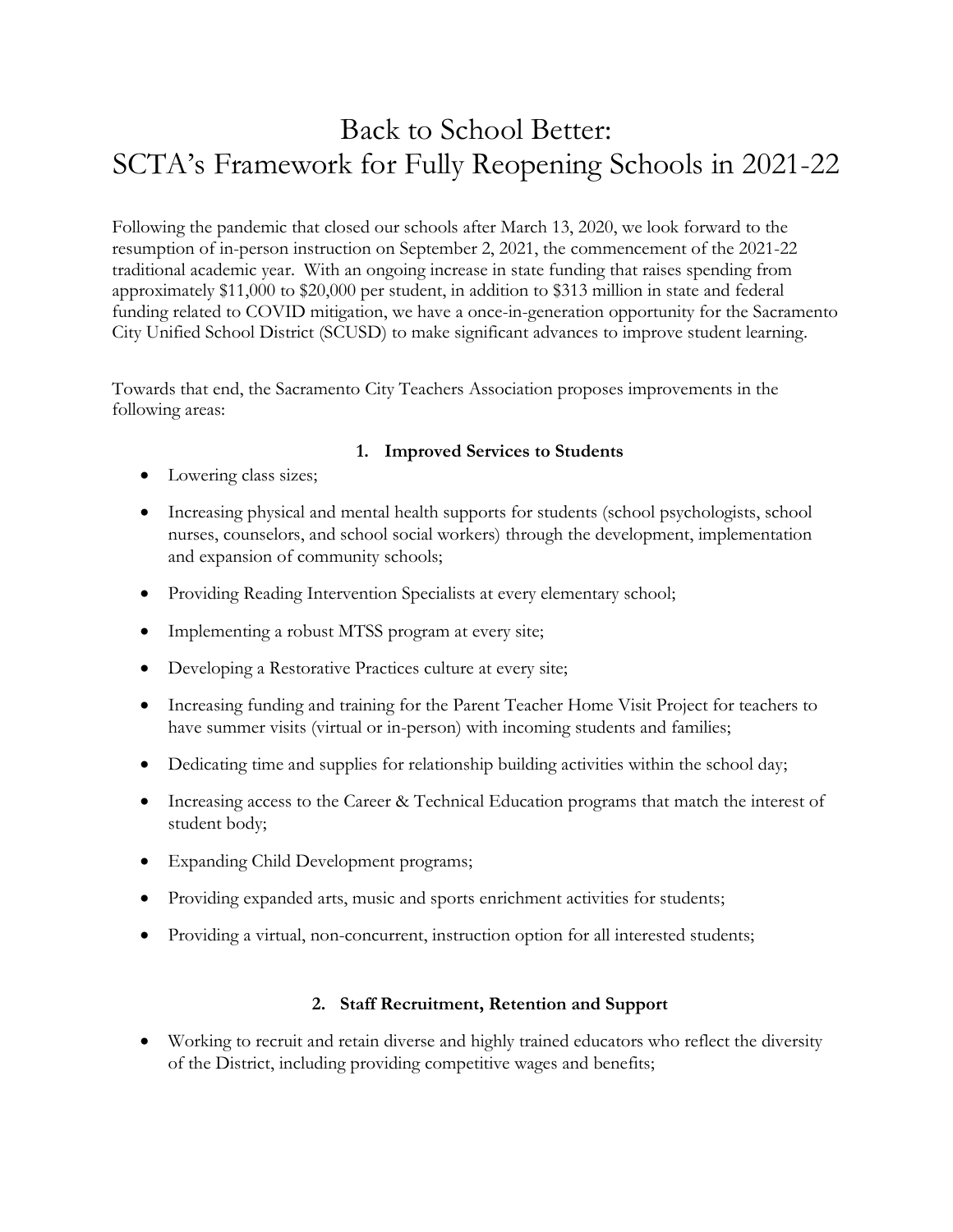# Back to School Better:
# SCTA's Framework for Fully Reopening Schools in 2021-22

Following the pandemic that closed our schools after March 13, 2020, we look forward to the resumption of in-person instruction on September 2, 2021, the commencement of the 2021-22 traditional academic year. With an ongoing increase in state funding that raises spending from approximately $11,000 to $20,000 per student, in addition to $313 million in state and federal funding related to COVID mitigation, we have a once-in-generation opportunity for the Sacramento City Unified School District (SCUSD) to make significant advances to improve student learning.

Towards that end, the Sacramento City Teachers Association proposes improvements in the following areas:

### 1. Improved Services to Students

- Lowering class sizes;
- Increasing physical and mental health supports for students (school psychologists, school nurses, counselors, and school social workers) through the development, implementation and expansion of community schools;
- Providing Reading Intervention Specialists at every elementary school;
- Implementing a robust MTSS program at every site;
- Developing a Restorative Practices culture at every site;
- Increasing funding and training for the Parent Teacher Home Visit Project for teachers to have summer visits (virtual or in-person) with incoming students and families;
- Dedicating time and supplies for relationship building activities within the school day;
- Increasing access to the Career & Technical Education programs that match the interest of student body;
- Expanding Child Development programs;
- Providing expanded arts, music and sports enrichment activities for students;
- Providing a virtual, non-concurrent, instruction option for all interested students;

### 2. Staff Recruitment, Retention and Support

- Working to recruit and retain diverse and highly trained educators who reflect the diversity of the District, including providing competitive wages and benefits;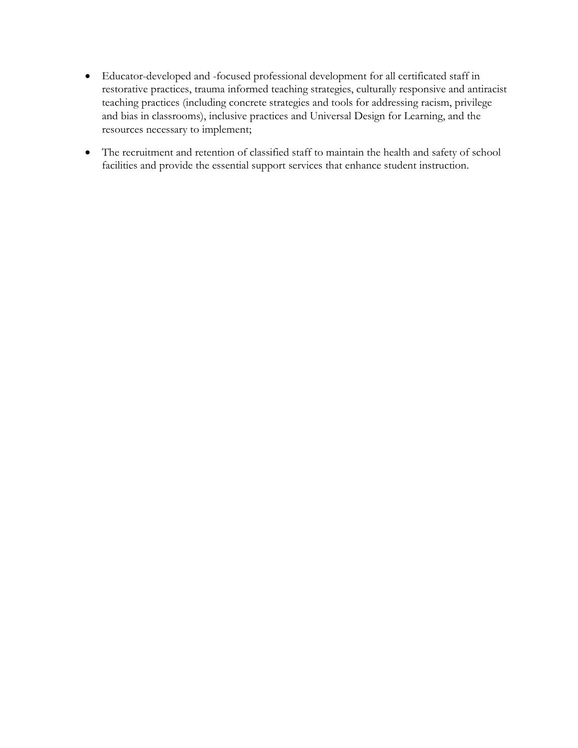- Educator-developed and -focused professional development for all certificated staff in restorative practices, trauma informed teaching strategies, culturally responsive and antiracist teaching practices (including concrete strategies and tools for addressing racism, privilege and bias in classrooms), inclusive practices and Universal Design for Learning, and the resources necessary to implement;
- The recruitment and retention of classified staff to maintain the health and safety of school facilities and provide the essential support services that enhance student instruction.